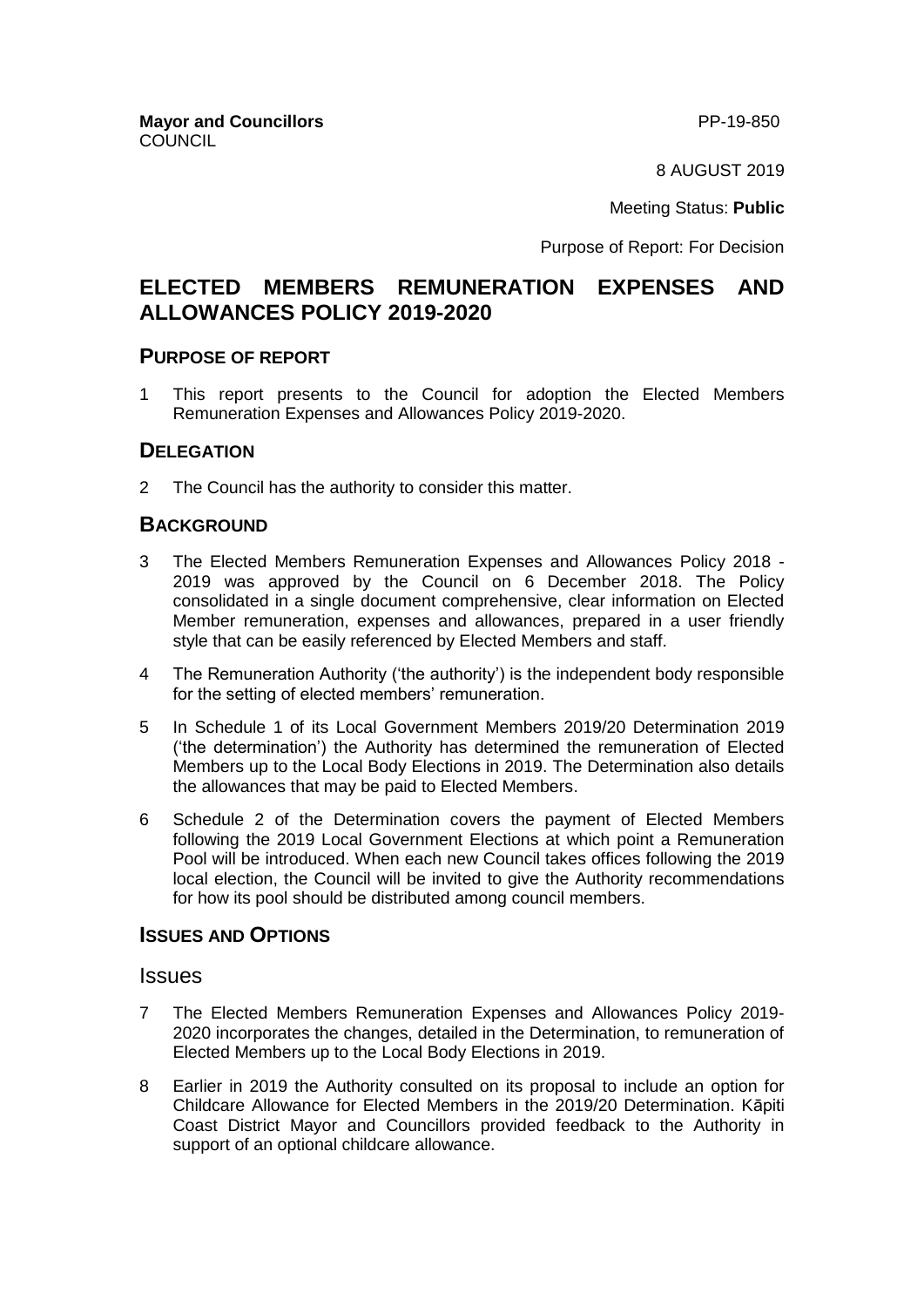**Mayor and Councillors**
COUNCIL

PP-19-850

8 AUGUST 2019

Meeting Status: **Public**

Purpose of Report: For Decision

# ELECTED MEMBERS REMUNERATION EXPENSES AND ALLOWANCES POLICY 2019-2020

## PURPOSE OF REPORT

1 This report presents to the Council for adoption the Elected Members Remuneration Expenses and Allowances Policy 2019-2020.

## DELEGATION

2 The Council has the authority to consider this matter.

## BACKGROUND

3 The Elected Members Remuneration Expenses and Allowances Policy 2018 - 2019 was approved by the Council on 6 December 2018. The Policy consolidated in a single document comprehensive, clear information on Elected Member remuneration, expenses and allowances, prepared in a user friendly style that can be easily referenced by Elected Members and staff.

4 The Remuneration Authority ('the authority') is the independent body responsible for the setting of elected members' remuneration.

5 In Schedule 1 of its Local Government Members 2019/20 Determination 2019 ('the determination') the Authority has determined the remuneration of Elected Members up to the Local Body Elections in 2019. The Determination also details the allowances that may be paid to Elected Members.

6 Schedule 2 of the Determination covers the payment of Elected Members following the 2019 Local Government Elections at which point a Remuneration Pool will be introduced. When each new Council takes offices following the 2019 local election, the Council will be invited to give the Authority recommendations for how its pool should be distributed among council members.

## ISSUES AND OPTIONS

### Issues

7 The Elected Members Remuneration Expenses and Allowances Policy 2019-2020 incorporates the changes, detailed in the Determination, to remuneration of Elected Members up to the Local Body Elections in 2019.

8 Earlier in 2019 the Authority consulted on its proposal to include an option for Childcare Allowance for Elected Members in the 2019/20 Determination. Kāpiti Coast District Mayor and Councillors provided feedback to the Authority in support of an optional childcare allowance.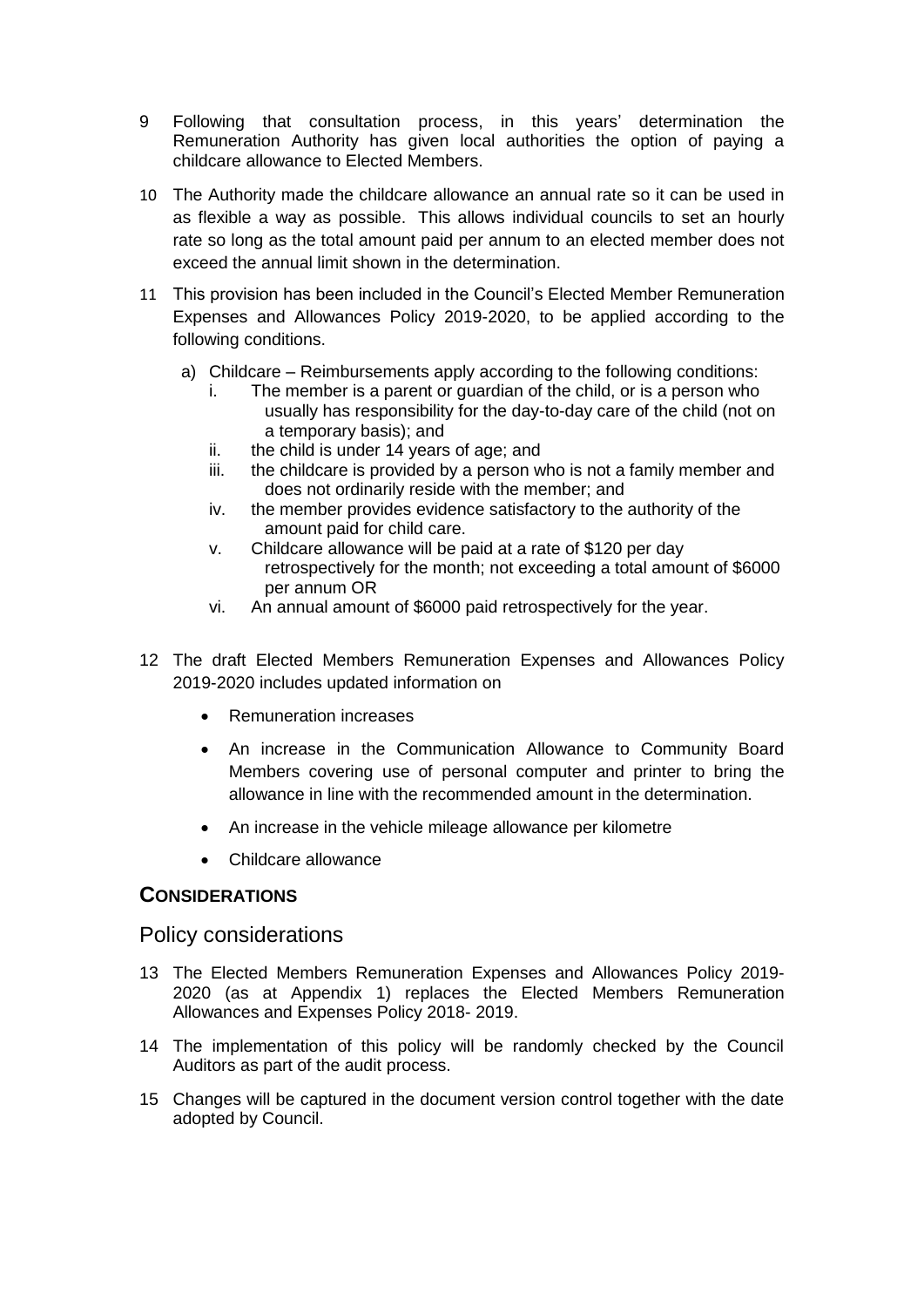9 Following that consultation process, in this years' determination the Remuneration Authority has given local authorities the option of paying a childcare allowance to Elected Members.

10 The Authority made the childcare allowance an annual rate so it can be used in as flexible a way as possible. This allows individual councils to set an hourly rate so long as the total amount paid per annum to an elected member does not exceed the annual limit shown in the determination.

11 This provision has been included in the Council's Elected Member Remuneration Expenses and Allowances Policy 2019-2020, to be applied according to the following conditions.

   a) Childcare – Reimbursements apply according to the following conditions:
      i. The member is a parent or guardian of the child, or is a person who usually has responsibility for the day-to-day care of the child (not on a temporary basis); and
      ii. the child is under 14 years of age; and
      iii. the childcare is provided by a person who is not a family member and does not ordinarily reside with the member; and
      iv. the member provides evidence satisfactory to the authority of the amount paid for child care.
      v. Childcare allowance will be paid at a rate of $120 per day retrospectively for the month; not exceeding a total amount of $6000 per annum OR
      vi. An annual amount of $6000 paid retrospectively for the year.

12 The draft Elected Members Remuneration Expenses and Allowances Policy 2019-2020 includes updated information on

- Remuneration increases
- An increase in the Communication Allowance to Community Board Members covering use of personal computer and printer to bring the allowance in line with the recommended amount in the determination.
- An increase in the vehicle mileage allowance per kilometre
- Childcare allowance

## CONSIDERATIONS

### Policy considerations

13 The Elected Members Remuneration Expenses and Allowances Policy 2019-2020 (as at Appendix 1) replaces the Elected Members Remuneration Allowances and Expenses Policy 2018- 2019.

14 The implementation of this policy will be randomly checked by the Council Auditors as part of the audit process.

15 Changes will be captured in the document version control together with the date adopted by Council.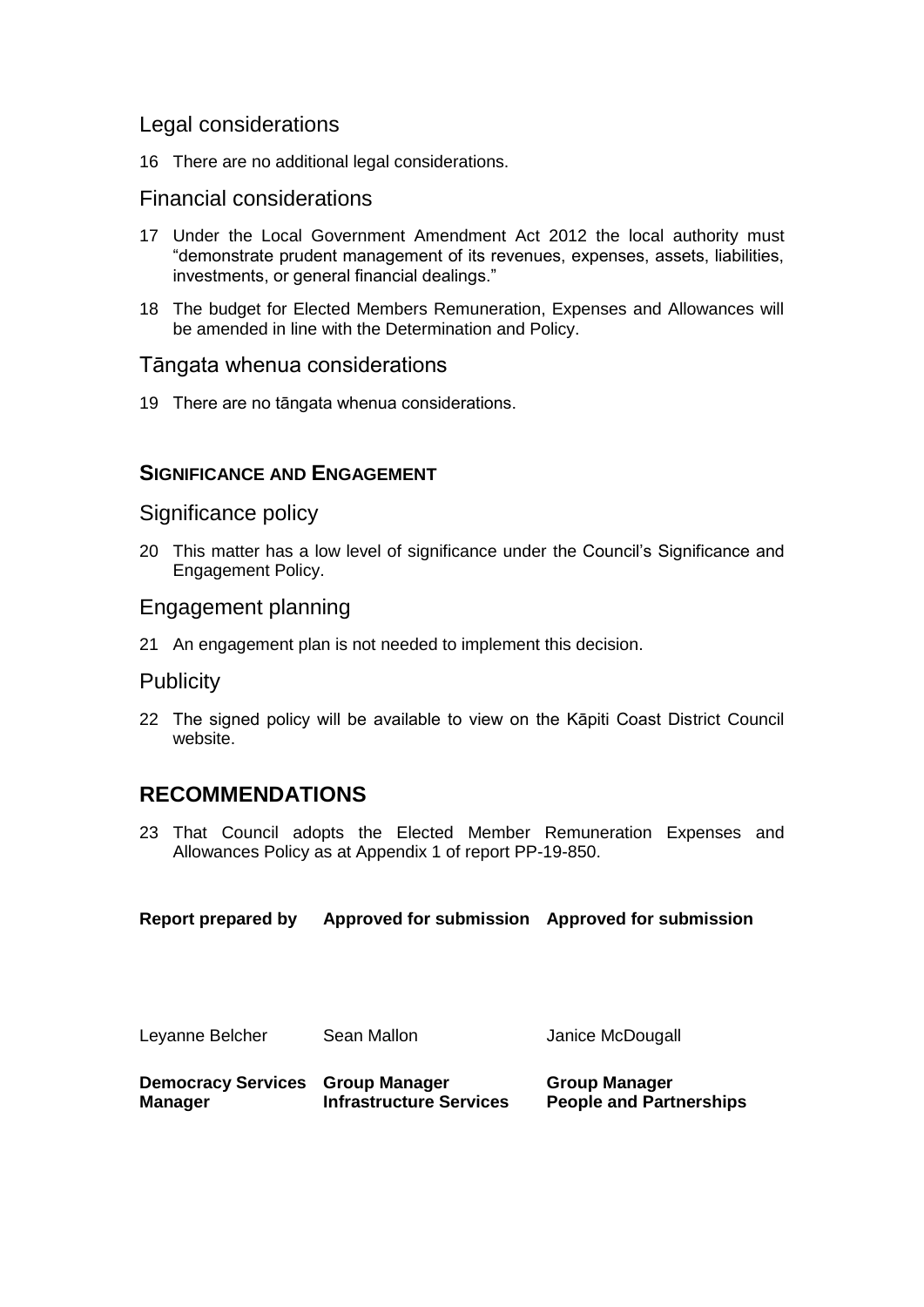## Legal considerations

16 There are no additional legal considerations.

## Financial considerations

17 Under the Local Government Amendment Act 2012 the local authority must "demonstrate prudent management of its revenues, expenses, assets, liabilities, investments, or general financial dealings."

18 The budget for Elected Members Remuneration, Expenses and Allowances will be amended in line with the Determination and Policy.

## Tāngata whenua considerations

19 There are no tāngata whenua considerations.

### SIGNIFICANCE AND ENGAGEMENT

## Significance policy

20 This matter has a low level of significance under the Council's Significance and Engagement Policy.

## Engagement planning

21 An engagement plan is not needed to implement this decision.

## Publicity

22 The signed policy will be available to view on the Kāpiti Coast District Council website.

# RECOMMENDATIONS

23 That Council adopts the Elected Member Remuneration Expenses and Allowances Policy as at Appendix 1 of report PP-19-850.

| Report prepared by | Approved for submission | Approved for submission |
|---|---|---|
| Leyanne Belcher | Sean Mallon | Janice McDougall |
| **Democracy Services Manager** | **Group Manager Infrastructure Services** | **Group Manager People and Partnerships** |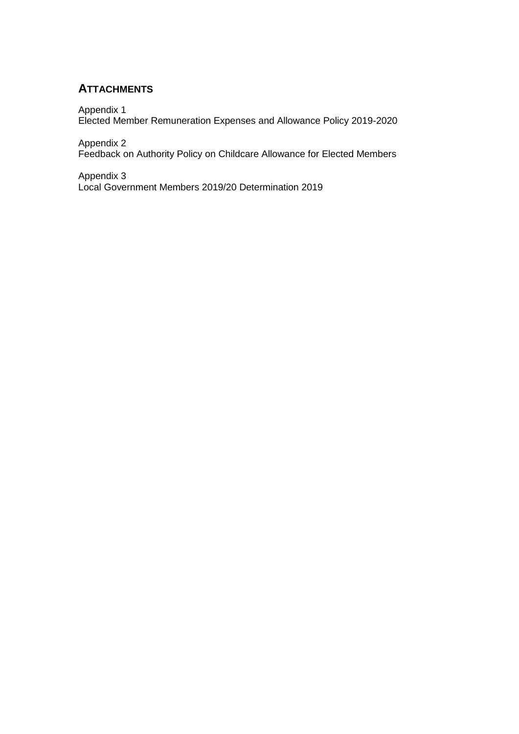## ATTACHMENTS

Appendix 1
Elected Member Remuneration Expenses and Allowance Policy 2019-2020

Appendix 2
Feedback on Authority Policy on Childcare Allowance for Elected Members

Appendix 3
Local Government Members 2019/20 Determination 2019